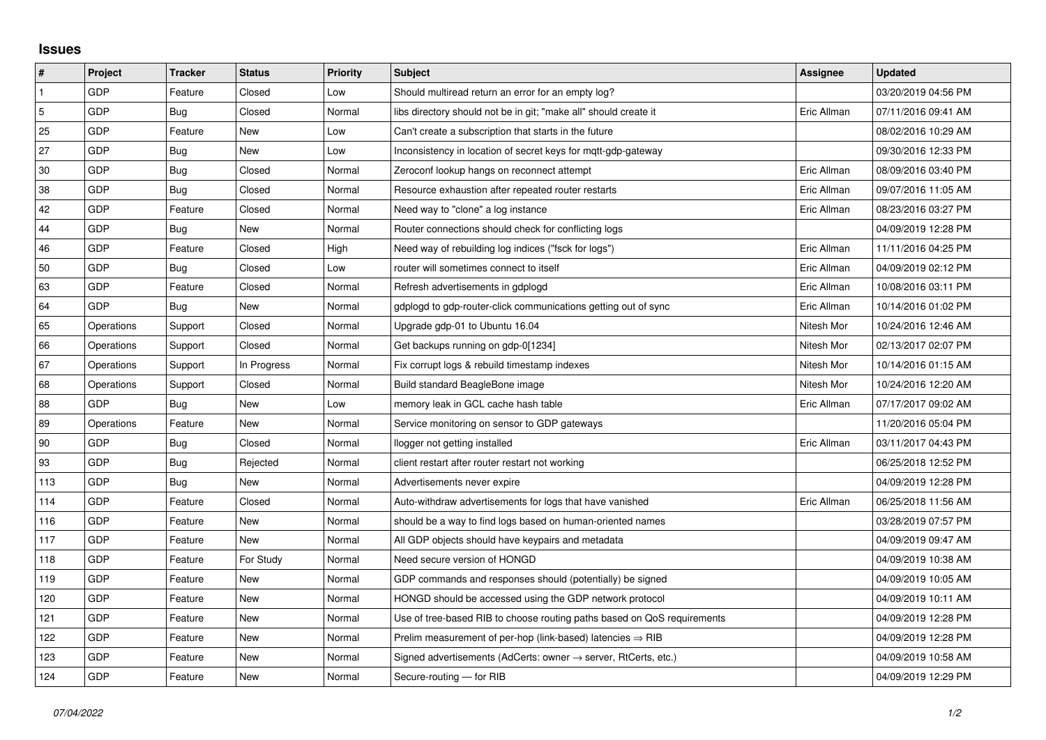## Issues

| # | Project | Tracker | Status | Priority | Subject | Assignee | Updated |
|---|---|---|---|---|---|---|---|
| 1 | GDP | Feature | Closed | Low | Should multiread return an error for an empty log? | | 03/20/2019 04:56 PM |
| 5 | GDP | Bug | Closed | Normal | libs directory should not be in git; "make all" should create it | Eric Allman | 07/11/2016 09:41 AM |
| 25 | GDP | Feature | New | Low | Can't create a subscription that starts in the future | | 08/02/2016 10:29 AM |
| 27 | GDP | Bug | New | Low | Inconsistency in location of secret keys for mqtt-gdp-gateway | | 09/30/2016 12:33 PM |
| 30 | GDP | Bug | Closed | Normal | Zeroconf lookup hangs on reconnect attempt | Eric Allman | 08/09/2016 03:40 PM |
| 38 | GDP | Bug | Closed | Normal | Resource exhaustion after repeated router restarts | Eric Allman | 09/07/2016 11:05 AM |
| 42 | GDP | Feature | Closed | Normal | Need way to "clone" a log instance | Eric Allman | 08/23/2016 03:27 PM |
| 44 | GDP | Bug | New | Normal | Router connections should check for conflicting logs | | 04/09/2019 12:28 PM |
| 46 | GDP | Feature | Closed | High | Need way of rebuilding log indices ("fsck for logs") | Eric Allman | 11/11/2016 04:25 PM |
| 50 | GDP | Bug | Closed | Low | router will sometimes connect to itself | Eric Allman | 04/09/2019 02:12 PM |
| 63 | GDP | Feature | Closed | Normal | Refresh advertisements in gdplogd | Eric Allman | 10/08/2016 03:11 PM |
| 64 | GDP | Bug | New | Normal | gdplogd to gdp-router-click communications getting out of sync | Eric Allman | 10/14/2016 01:02 PM |
| 65 | Operations | Support | Closed | Normal | Upgrade gdp-01 to Ubuntu 16.04 | Nitesh Mor | 10/24/2016 12:46 AM |
| 66 | Operations | Support | Closed | Normal | Get backups running on gdp-0[1234] | Nitesh Mor | 02/13/2017 02:07 PM |
| 67 | Operations | Support | In Progress | Normal | Fix corrupt logs & rebuild timestamp indexes | Nitesh Mor | 10/14/2016 01:15 AM |
| 68 | Operations | Support | Closed | Normal | Build standard BeagleBone image | Nitesh Mor | 10/24/2016 12:20 AM |
| 88 | GDP | Bug | New | Low | memory leak in GCL cache hash table | Eric Allman | 07/17/2017 09:02 AM |
| 89 | Operations | Feature | New | Normal | Service monitoring on sensor to GDP gateways | | 11/20/2016 05:04 PM |
| 90 | GDP | Bug | Closed | Normal | llogger not getting installed | Eric Allman | 03/11/2017 04:43 PM |
| 93 | GDP | Bug | Rejected | Normal | client restart after router restart not working | | 06/25/2018 12:52 PM |
| 113 | GDP | Bug | New | Normal | Advertisements never expire | | 04/09/2019 12:28 PM |
| 114 | GDP | Feature | Closed | Normal | Auto-withdraw advertisements for logs that have vanished | Eric Allman | 06/25/2018 11:56 AM |
| 116 | GDP | Feature | New | Normal | should be a way to find logs based on human-oriented names | | 03/28/2019 07:57 PM |
| 117 | GDP | Feature | New | Normal | All GDP objects should have keypairs and metadata | | 04/09/2019 09:47 AM |
| 118 | GDP | Feature | For Study | Normal | Need secure version of HONGD | | 04/09/2019 10:38 AM |
| 119 | GDP | Feature | New | Normal | GDP commands and responses should (potentially) be signed | | 04/09/2019 10:05 AM |
| 120 | GDP | Feature | New | Normal | HONGD should be accessed using the GDP network protocol | | 04/09/2019 10:11 AM |
| 121 | GDP | Feature | New | Normal | Use of tree-based RIB to choose routing paths based on QoS requirements | | 04/09/2019 12:28 PM |
| 122 | GDP | Feature | New | Normal | Prelim measurement of per-hop (link-based) latencies ⇒ RIB | | 04/09/2019 12:28 PM |
| 123 | GDP | Feature | New | Normal | Signed advertisements (AdCerts: owner → server, RtCerts, etc.) | | 04/09/2019 10:58 AM |
| 124 | GDP | Feature | New | Normal | Secure-routing — for RIB | | 04/09/2019 12:29 PM |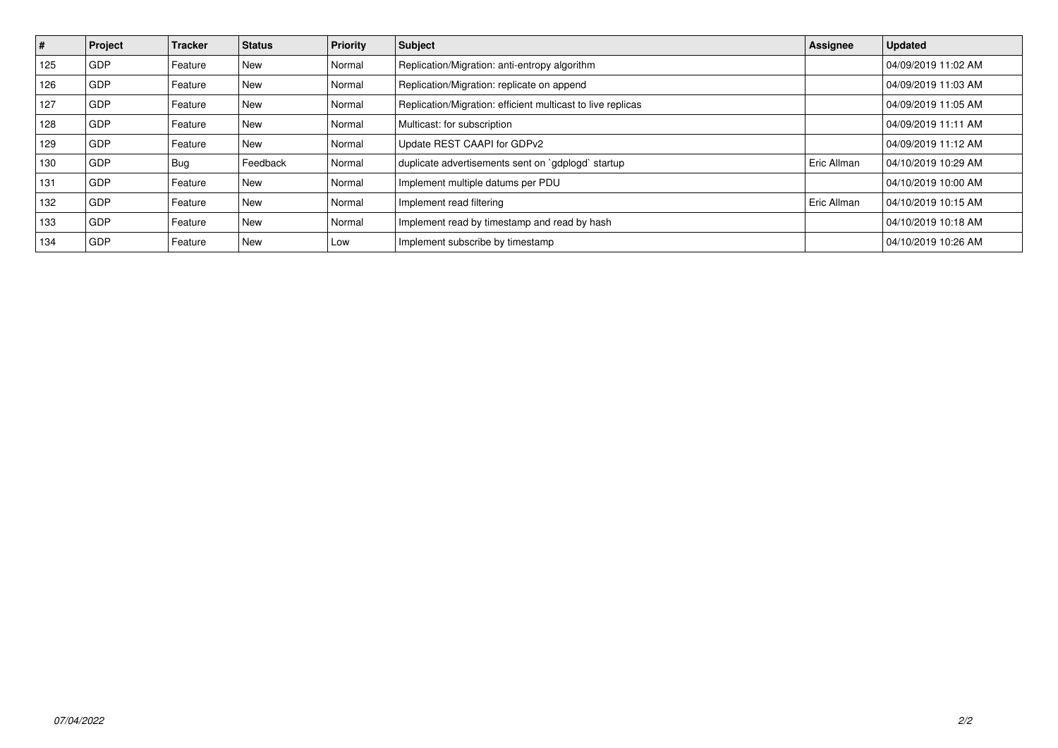| # | Project | Tracker | Status | Priority | Subject | Assignee | Updated |
|---|---|---|---|---|---|---|---|
| 125 | GDP | Feature | New | Normal | Replication/Migration: anti-entropy algorithm | | 04/09/2019 11:02 AM |
| 126 | GDP | Feature | New | Normal | Replication/Migration: replicate on append | | 04/09/2019 11:03 AM |
| 127 | GDP | Feature | New | Normal | Replication/Migration: efficient multicast to live replicas | | 04/09/2019 11:05 AM |
| 128 | GDP | Feature | New | Normal | Multicast: for subscription | | 04/09/2019 11:11 AM |
| 129 | GDP | Feature | New | Normal | Update REST CAAPI for GDPv2 | | 04/09/2019 11:12 AM |
| 130 | GDP | Bug | Feedback | Normal | duplicate advertisements sent on `gdplogd` startup | Eric Allman | 04/10/2019 10:29 AM |
| 131 | GDP | Feature | New | Normal | Implement multiple datums per PDU | | 04/10/2019 10:00 AM |
| 132 | GDP | Feature | New | Normal | Implement read filtering | Eric Allman | 04/10/2019 10:15 AM |
| 133 | GDP | Feature | New | Normal | Implement read by timestamp and read by hash | | 04/10/2019 10:18 AM |
| 134 | GDP | Feature | New | Low | Implement subscribe by timestamp | | 04/10/2019 10:26 AM |